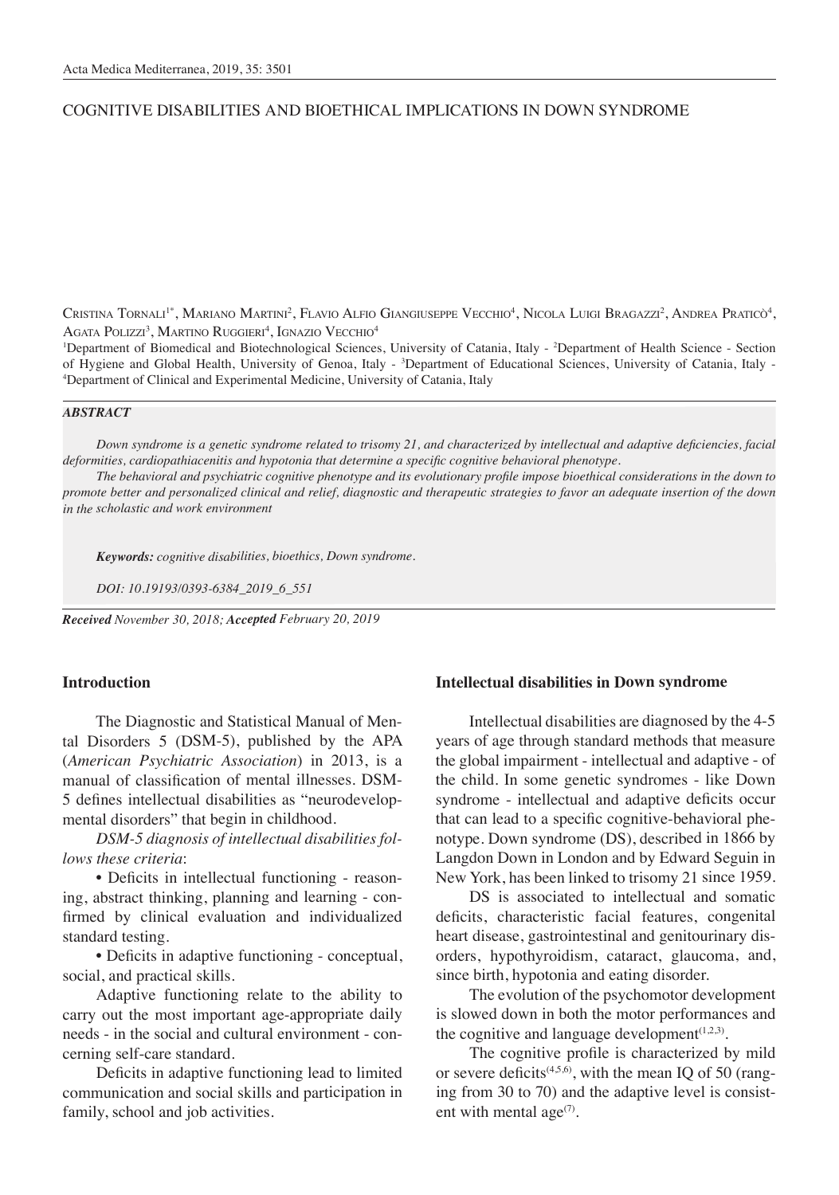# COGNITIVE DISABILITIES AND BIOETHICAL IMPLICATIONS IN DOWN SYNDROME

Cristina Tornali[1*], Mariano Martini[2], Flavio Alfio Giangiuseppe Vecchio[4], Nicola Luigi Bragazzi[2], Andrea Praticò[4], Agata Polizzi[3], Martino Ruggieri[4], Ignazio Vecchio[4]

[1]Department of Biomedical and Biotechnological Sciences, University of Catania, Italy - [2]Department of Health Science - Section of Hygiene and Global Health, University of Genoa, Italy - [3]Department of Educational Sciences, University of Catania, Italy - [4]Department of Clinical and Experimental Medicine, University of Catania, Italy

***ABSTRACT***

*Down syndrome is a genetic syndrome related to trisomy 21, and characterized by intellectual and adaptive deficiencies, facial deformities, cardiopathiacenitis and hypotonia that determine a specific cognitive behavioral phenotype.*

*The behavioral and psychiatric cognitive phenotype and its evolutionary profile impose bioethical considerations in the down to promote better and personalized clinical and relief, diagnostic and therapeutic strategies to favor an adequate insertion of the down in the scholastic and work environment*

***Keywords:*** *cognitive disabilities, bioethics, Down syndrome.*

*DOI: 10.19193/0393-6384_2019_6_551*

***Received*** *November 30, 2018;* ***Accepted*** *February 20, 2019*

## Introduction

The Diagnostic and Statistical Manual of Mental Disorders 5 (DSM-5), published by the APA (*American Psychiatric Association*) in 2013, is a manual of classification of mental illnesses. DSM-5 defines intellectual disabilities as "neurodevelopmental disorders" that begin in childhood.

*DSM-5 diagnosis of intellectual disabilities follows these criteria*:

- Deficits in intellectual functioning - reasoning, abstract thinking, planning and learning - confirmed by clinical evaluation and individualized standard testing.
- Deficits in adaptive functioning - conceptual, social, and practical skills.

Adaptive functioning relate to the ability to carry out the most important age-appropriate daily needs - in the social and cultural environment - concerning self-care standard.

Deficits in adaptive functioning lead to limited communication and social skills and participation in family, school and job activities.

## Intellectual disabilities in Down syndrome

Intellectual disabilities are diagnosed by the 4-5 years of age through standard methods that measure the global impairment - intellectual and adaptive - of the child. In some genetic syndromes - like Down syndrome - intellectual and adaptive deficits occur that can lead to a specific cognitive-behavioral phenotype. Down syndrome (DS), described in 1866 by Langdon Down in London and by Edward Seguin in New York, has been linked to trisomy 21 since 1959.

DS is associated to intellectual and somatic deficits, characteristic facial features, congenital heart disease, gastrointestinal and genitourinary disorders, hypothyroidism, cataract, glaucoma, and, since birth, hypotonia and eating disorder.

The evolution of the psychomotor development is slowed down in both the motor performances and the cognitive and language development[1,2,3].

The cognitive profile is characterized by mild or severe deficits[4,5,6], with the mean IQ of 50 (ranging from 30 to 70) and the adaptive level is consistent with mental age[7].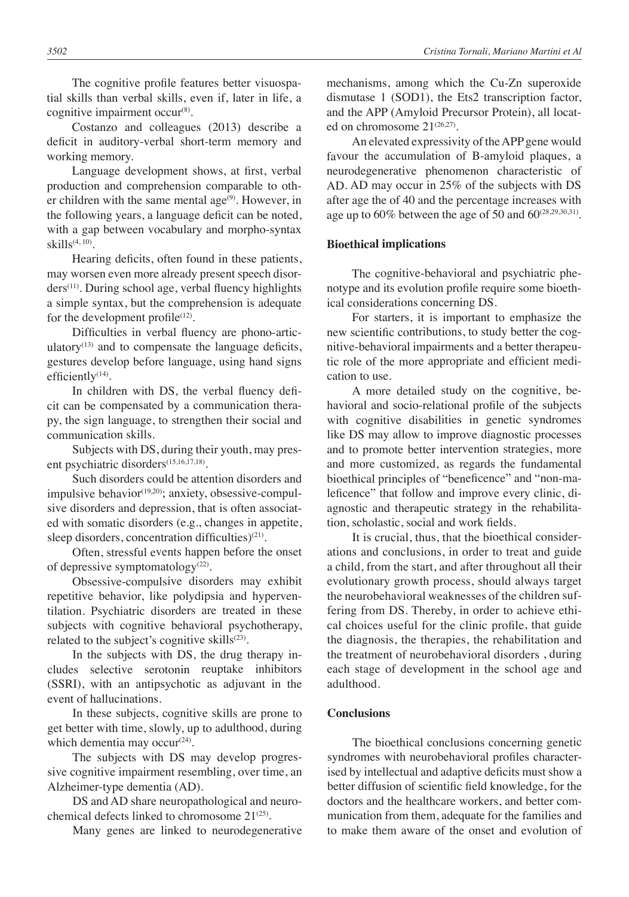The cognitive profile features better visuospatial skills than verbal skills, even if, later in life, a cognitive impairment occur[8].

Costanzo and colleagues (2013) describe a deficit in auditory-verbal short-term memory and working memory.

Language development shows, at first, verbal production and comprehension comparable to other children with the same mental age[9]. However, in the following years, a language deficit can be noted, with a gap between vocabulary and morpho-syntax skills[4, 10].

Hearing deficits, often found in these patients, may worsen even more already present speech disorders[11]. During school age, verbal fluency highlights a simple syntax, but the comprehension is adequate for the development profile[12].

Difficulties in verbal fluency are phono-articulatory[13] and to compensate the language deficits, gestures develop before language, using hand signs efficiently[14].

In children with DS, the verbal fluency deficit can be compensated by a communication therapy, the sign language, to strengthen their social and communication skills.

Subjects with DS, during their youth, may present psychiatric disorders[15,16,17,18].

Such disorders could be attention disorders and impulsive behavior[19,20]; anxiety, obsessive-compulsive disorders and depression, that is often associated with somatic disorders (e.g., changes in appetite, sleep disorders, concentration difficulties)[21].

Often, stressful events happen before the onset of depressive symptomatology[22].

Obsessive-compulsive disorders may exhibit repetitive behavior, like polydipsia and hyperventilation. Psychiatric disorders are treated in these subjects with cognitive behavioral psychotherapy, related to the subject's cognitive skills[23].

In the subjects with DS, the drug therapy includes selective serotonin reuptake inhibitors (SSRI), with an antipsychotic as adjuvant in the event of hallucinations.

In these subjects, cognitive skills are prone to get better with time, slowly, up to adulthood, during which dementia may occur[24].

The subjects with DS may develop progressive cognitive impairment resembling, over time, an Alzheimer-type dementia (AD).

DS and AD share neuropathological and neurochemical defects linked to chromosome 21[25].

Many genes are linked to neurodegenerative mechanisms, among which the Cu-Zn superoxide dismutase 1 (SOD1), the Ets2 transcription factor, and the APP (Amyloid Precursor Protein), all located on chromosome 21[26,27].

An elevated expressivity of the APP gene would favour the accumulation of B-amyloid plaques, a neurodegenerative phenomenon characteristic of AD. AD may occur in 25% of the subjects with DS after age the of 40 and the percentage increases with age up to 60% between the age of 50 and 60[28,29,30,31].

### Bioethical implications

The cognitive-behavioral and psychiatric phenotype and its evolution profile require some bioethical considerations concerning DS.

For starters, it is important to emphasize the new scientific contributions, to study better the cognitive-behavioral impairments and a better therapeutic role of the more appropriate and efficient medication to use.

A more detailed study on the cognitive, behavioral and socio-relational profile of the subjects with cognitive disabilities in genetic syndromes like DS may allow to improve diagnostic processes and to promote better intervention strategies, more and more customized, as regards the fundamental bioethical principles of "beneficence" and "non-maleficence" that follow and improve every clinic, diagnostic and therapeutic strategy in the rehabilitation, scholastic, social and work fields.

It is crucial, thus, that the bioethical considerations and conclusions, in order to treat and guide a child, from the start, and after throughout all their evolutionary growth process, should always target the neurobehavioral weaknesses of the children suffering from DS. Thereby, in order to achieve ethical choices useful for the clinic profile, that guide the diagnosis, the therapies, the rehabilitation and the treatment of neurobehavioral disorders , during each stage of development in the school age and adulthood.

### Conclusions

The bioethical conclusions concerning genetic syndromes with neurobehavioral profiles characterised by intellectual and adaptive deficits must show a better diffusion of scientific field knowledge, for the doctors and the healthcare workers, and better communication from them, adequate for the families and to make them aware of the onset and evolution of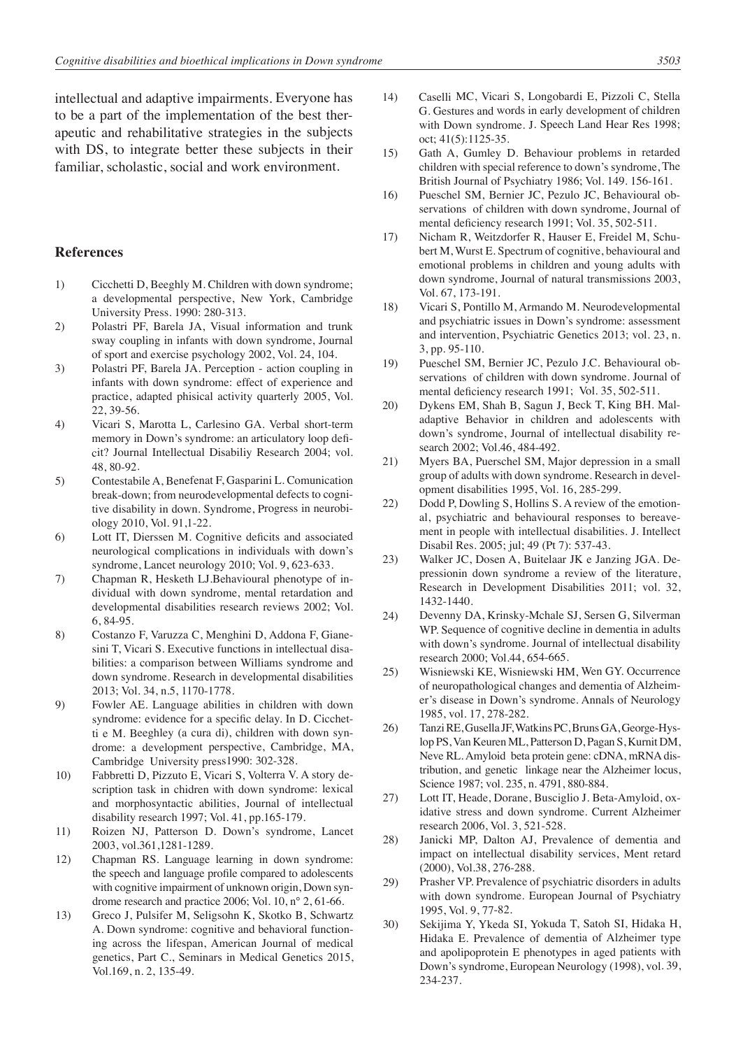intellectual and adaptive impairments. Everyone has to be a part of the implementation of the best therapeutic and rehabilitative strategies in the subjects with DS, to integrate better these subjects in their familiar, scholastic, social and work environment.

## References

1) Cicchetti D, Beeghly M. Children with down syndrome; a developmental perspective, New York, Cambridge University Press. 1990: 280-313.
2) Polastri PF, Barela JA, Visual information and trunk sway coupling in infants with down syndrome, Journal of sport and exercise psychology 2002, Vol. 24, 104.
3) Polastri PF, Barela JA. Perception - action coupling in infants with down syndrome: effect of experience and practice, adapted phisical activity quarterly 2005, Vol. 22, 39-56.
4) Vicari S, Marotta L, Carlesino GA. Verbal short-term memory in Down's syndrome: an articulatory loop deficit? Journal Intellectual Disabiliy Research 2004; vol. 48, 80-92.
5) Contestabile A, Benefenat F, Gasparini L. Comunication break-down; from neurodevelopmental defects to cognitive disability in down. Syndrome, Progress in neurobiology 2010, Vol. 91,1-22.
6) Lott IT, Dierssen M. Cognitive deficits and associated neurological complications in individuals with down's syndrome, Lancet neurology 2010; Vol. 9, 623-633.
7) Chapman R, Hesketh LJ.Behavioural phenotype of individual with down syndrome, mental retardation and developmental disabilities research reviews 2002; Vol. 6, 84-95.
8) Costanzo F, Varuzza C, Menghini D, Addona F, Gianesini T, Vicari S. Executive functions in intellectual disabilities: a comparison between Williams syndrome and down syndrome. Research in developmental disabilities 2013; Vol. 34, n.5, 1170-1778.
9) Fowler AE. Language abilities in children with down syndrome: evidence for a specific delay. In D. Cicchetti e M. Beeghley (a cura di), children with down syndrome: a development perspective, Cambridge, MA, Cambridge University press1990: 302-328.
10) Fabbretti D, Pizzuto E, Vicari S, Volterra V. A story description task in chidren with down syndrome: lexical and morphosyntactic abilities, Journal of intellectual disability research 1997; Vol. 41, pp.165-179.
11) Roizen NJ, Patterson D. Down's syndrome, Lancet 2003, vol.361,1281-1289.
12) Chapman RS. Language learning in down syndrome: the speech and language profile compared to adolescents with cognitive impairment of unknown origin, Down syndrome research and practice 2006; Vol. 10, n° 2, 61-66.
13) Greco J, Pulsifer M, Seligsohn K, Skotko B, Schwartz A. Down syndrome: cognitive and behavioral functioning across the lifespan, American Journal of medical genetics, Part C., Seminars in Medical Genetics 2015, Vol.169, n. 2, 135-49.
14) Caselli MC, Vicari S, Longobardi E, Pizzoli C, Stella G. Gestures and words in early development of children with Down syndrome. J. Speech Land Hear Res 1998; oct; 41(5):1125-35.
15) Gath A, Gumley D. Behaviour problems in retarded children with special reference to down's syndrome, The British Journal of Psychiatry 1986; Vol. 149. 156-161.
16) Pueschel SM, Bernier JC, Pezulo JC, Behavioural observations of children with down syndrome, Journal of mental deficiency research 1991; Vol. 35, 502-511.
17) Nicham R, Weitzdorfer R, Hauser E, Freidel M, Schubert M, Wurst E. Spectrum of cognitive, behavioural and emotional problems in children and young adults with down syndrome, Journal of natural transmissions 2003, Vol. 67, 173-191.
18) Vicari S, Pontillo M, Armando M. Neurodevelopmental and psychiatric issues in Down's syndrome: assessment and intervention, Psychiatric Genetics 2013; vol. 23, n. 3, pp. 95-110.
19) Pueschel SM, Bernier JC, Pezulo J.C. Behavioural observations of children with down syndrome. Journal of mental deficiency research 1991; Vol. 35, 502-511.
20) Dykens EM, Shah B, Sagun J, Beck T, King BH. Maladaptive Behavior in children and adolescents with down's syndrome, Journal of intellectual disability research 2002; Vol.46, 484-492.
21) Myers BA, Puerschel SM, Major depression in a small group of adults with down syndrome. Research in development disabilities 1995, Vol. 16, 285-299.
22) Dodd P, Dowling S, Hollins S. A review of the emotional, psychiatric and behavioural responses to bereavement in people with intellectual disabilities. J. Intellect Disabil Res. 2005; jul; 49 (Pt 7): 537-43.
23) Walker JC, Dosen A, Buitelaar JK e Janzing JGA. Depressionin down syndrome a review of the literature, Research in Development Disabilities 2011; vol. 32, 1432-1440.
24) Devenny DA, Krinsky-Mchale SJ, Sersen G, Silverman WP. Sequence of cognitive decline in dementia in adults with down's syndrome. Journal of intellectual disability research 2000; Vol.44, 654-665.
25) Wisniewski KE, Wisniewski HM, Wen GY. Occurrence of neuropathological changes and dementia of Alzheimer's disease in Down's syndrome. Annals of Neurology 1985, vol. 17, 278-282.
26) Tanzi RE, Gusella JF, Watkins PC, Bruns GA, George-Hyslop PS, Van Keuren ML, Patterson D, Pagan S, Kurnit DM, Neve RL. Amyloid beta protein gene: cDNA, mRNA distribution, and genetic linkage near the Alzheimer locus, Science 1987; vol. 235, n. 4791, 880-884.
27) Lott IT, Heade, Dorane, Busciglio J. Beta-Amyloid, oxidative stress and down syndrome. Current Alzheimer research 2006, Vol. 3, 521-528.
28) Janicki MP, Dalton AJ, Prevalence of dementia and impact on intellectual disability services, Ment retard (2000), Vol.38, 276-288.
29) Prasher VP. Prevalence of psychiatric disorders in adults with down syndrome. European Journal of Psychiatry 1995, Vol. 9, 77-82.
30) Sekijima Y, Ykeda SI, Yokuda T, Satoh SI, Hidaka H, Hidaka E. Prevalence of dementia of Alzheimer type and apolipoprotein E phenotypes in aged patients with Down's syndrome, European Neurology (1998), vol. 39, 234-237.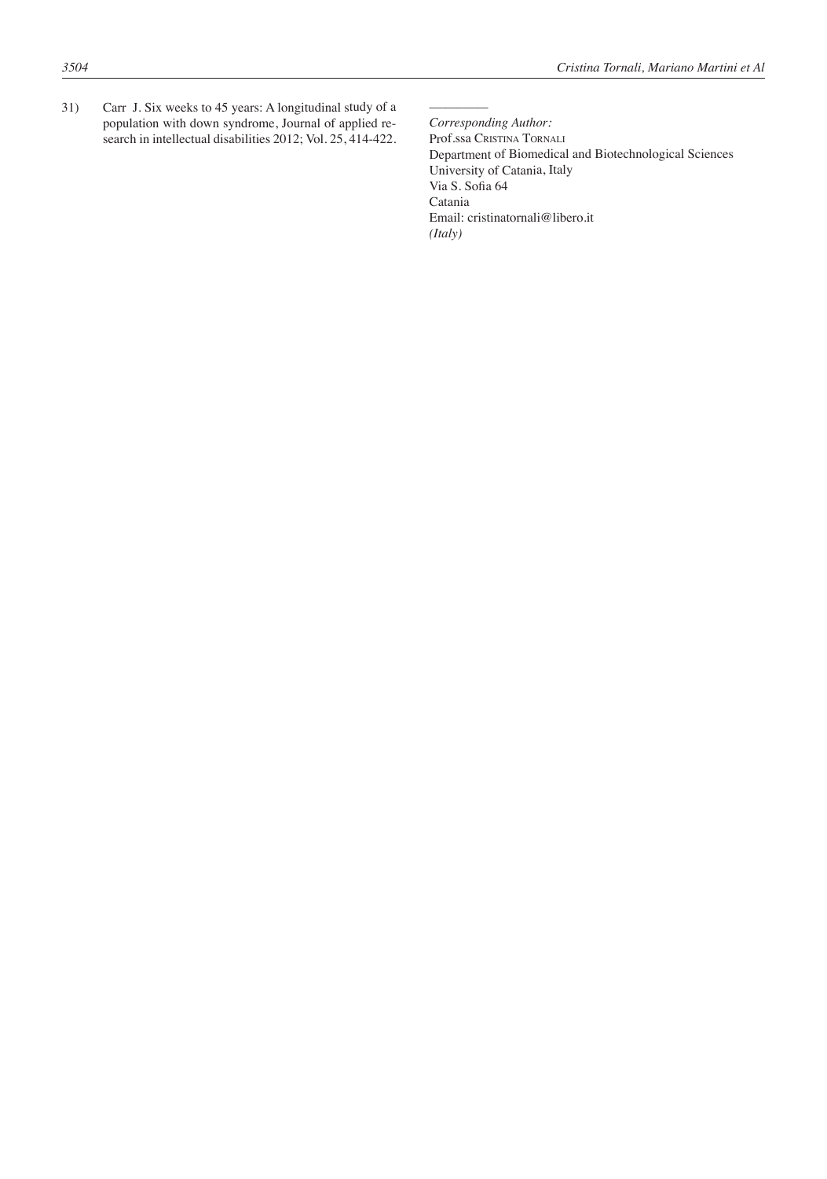31) Carr J. Six weeks to 45 years: A longitudinal study of a population with down syndrome, Journal of applied research in intellectual disabilities 2012; Vol. 25, 414-422.

---

*Corresponding Author:*
Prof.ssa Cristina Tornali
Department of Biomedical and Biotechnological Sciences
University of Catania, Italy
Via S. Sofia 64
Catania
Email: cristinatornali@libero.it
*(Italy)*